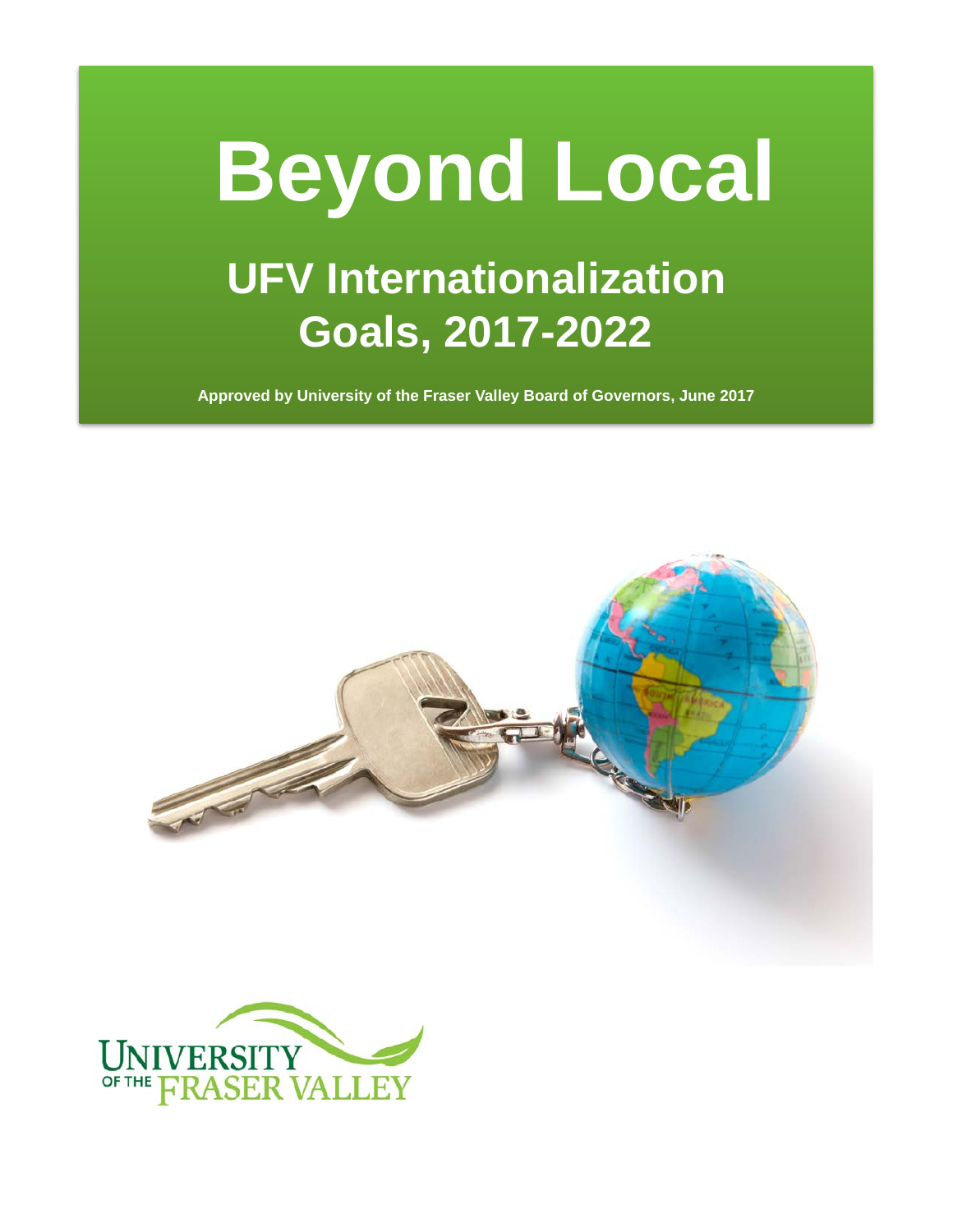# Beyond Local

## UFV Internationalization Goals, 2017-2022

**Approved by University of the Fraser Valley Board of Governors, June 2017**

UNIVERSITY OF THE FRASER VALLEY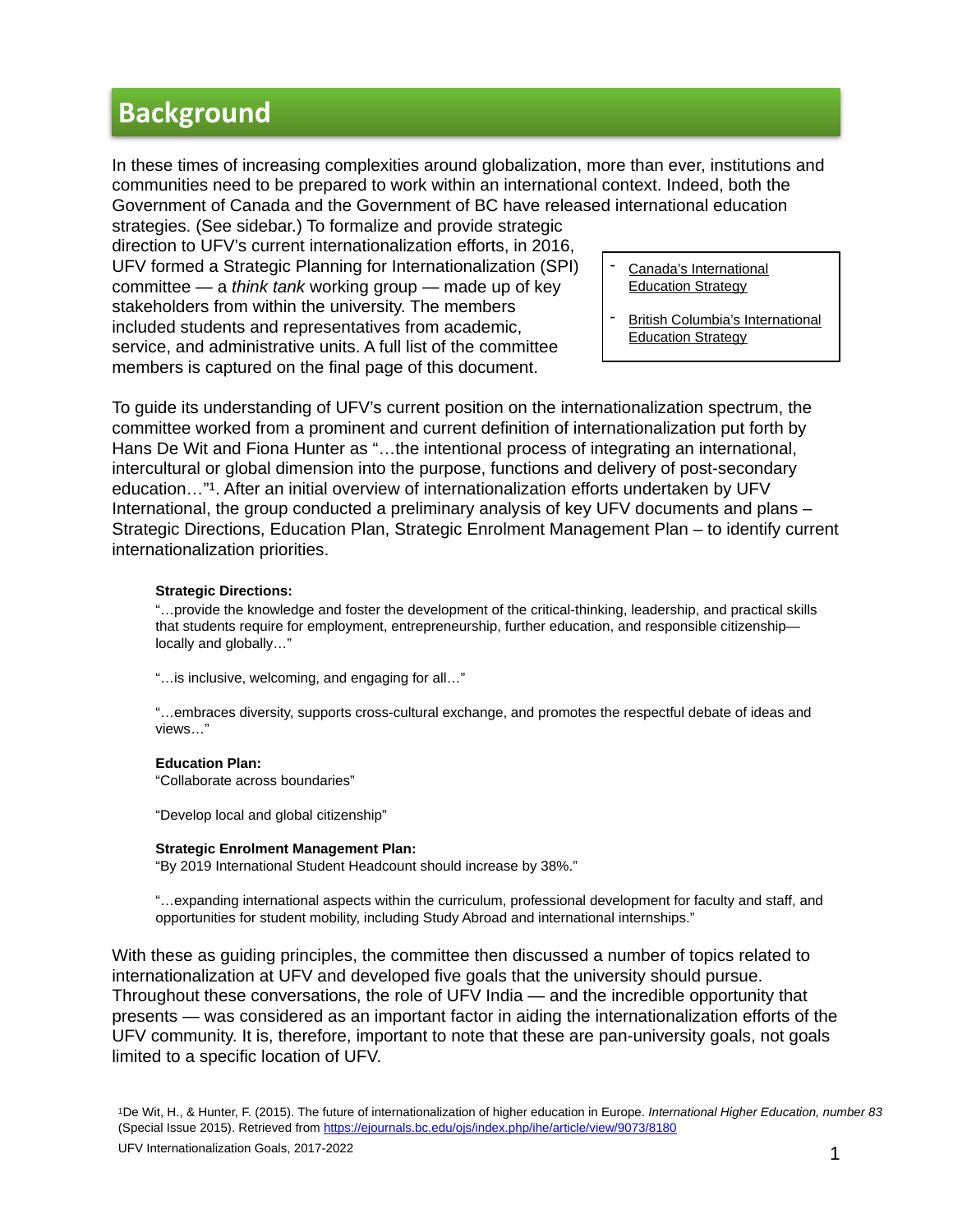# Background

In these times of increasing complexities around globalization, more than ever, institutions and communities need to be prepared to work within an international context. Indeed, both the Government of Canada and the Government of BC have released international education strategies. (See sidebar.) To formalize and provide strategic direction to UFV's current internationalization efforts, in 2016, UFV formed a Strategic Planning for Internationalization (SPI) committee — a *think tank* working group — made up of key stakeholders from within the university. The members included students and representatives from academic, service, and administrative units. A full list of the committee members is captured on the final page of this document.

- Canada's International Education Strategy
- British Columbia's International Education Strategy

To guide its understanding of UFV's current position on the internationalization spectrum, the committee worked from a prominent and current definition of internationalization put forth by Hans De Wit and Fiona Hunter as "…the intentional process of integrating an international, intercultural or global dimension into the purpose, functions and delivery of post-secondary education…"[1]. After an initial overview of internationalization efforts undertaken by UFV International, the group conducted a preliminary analysis of key UFV documents and plans – Strategic Directions, Education Plan, Strategic Enrolment Management Plan – to identify current internationalization priorities.

**Strategic Directions:**

"…provide the knowledge and foster the development of the critical-thinking, leadership, and practical skills that students require for employment, entrepreneurship, further education, and responsible citizenship—locally and globally…"

"…is inclusive, welcoming, and engaging for all…"

"…embraces diversity, supports cross-cultural exchange, and promotes the respectful debate of ideas and views…"

**Education Plan:**

"Collaborate across boundaries"

"Develop local and global citizenship"

**Strategic Enrolment Management Plan:**

"By 2019 International Student Headcount should increase by 38%."

"…expanding international aspects within the curriculum, professional development for faculty and staff, and opportunities for student mobility, including Study Abroad and international internships."

With these as guiding principles, the committee then discussed a number of topics related to internationalization at UFV and developed five goals that the university should pursue. Throughout these conversations, the role of UFV India — and the incredible opportunity that presents — was considered as an important factor in aiding the internationalization efforts of the UFV community. It is, therefore, important to note that these are pan-university goals, not goals limited to a specific location of UFV.

[1]De Wit, H., & Hunter, F. (2015). The future of internationalization of higher education in Europe. *International Higher Education, number 83* (Special Issue 2015). Retrieved from https://ejournals.bc.edu/ojs/index.php/ihe/article/view/9073/8180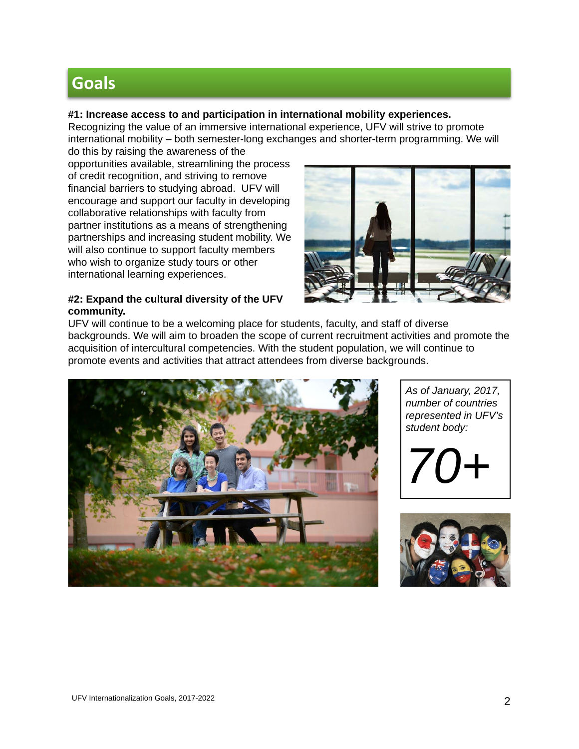## Goals

**#1: Increase access to and participation in international mobility experiences.**
Recognizing the value of an immersive international experience, UFV will strive to promote international mobility – both semester-long exchanges and shorter-term programming. We will do this by raising the awareness of the opportunities available, streamlining the process of credit recognition, and striving to remove financial barriers to studying abroad. UFV will encourage and support our faculty in developing collaborative relationships with faculty from partner institutions as a means of strengthening partnerships and increasing student mobility. We will also continue to support faculty members who wish to organize study tours or other international learning experiences.

**#2: Expand the cultural diversity of the UFV community.**
UFV will continue to be a welcoming place for students, faculty, and staff of diverse backgrounds. We will aim to broaden the scope of current recruitment activities and promote the acquisition of intercultural competencies. With the student population, we will continue to promote events and activities that attract attendees from diverse backgrounds.

*As of January, 2017, number of countries represented in UFV's student body:*

*70+*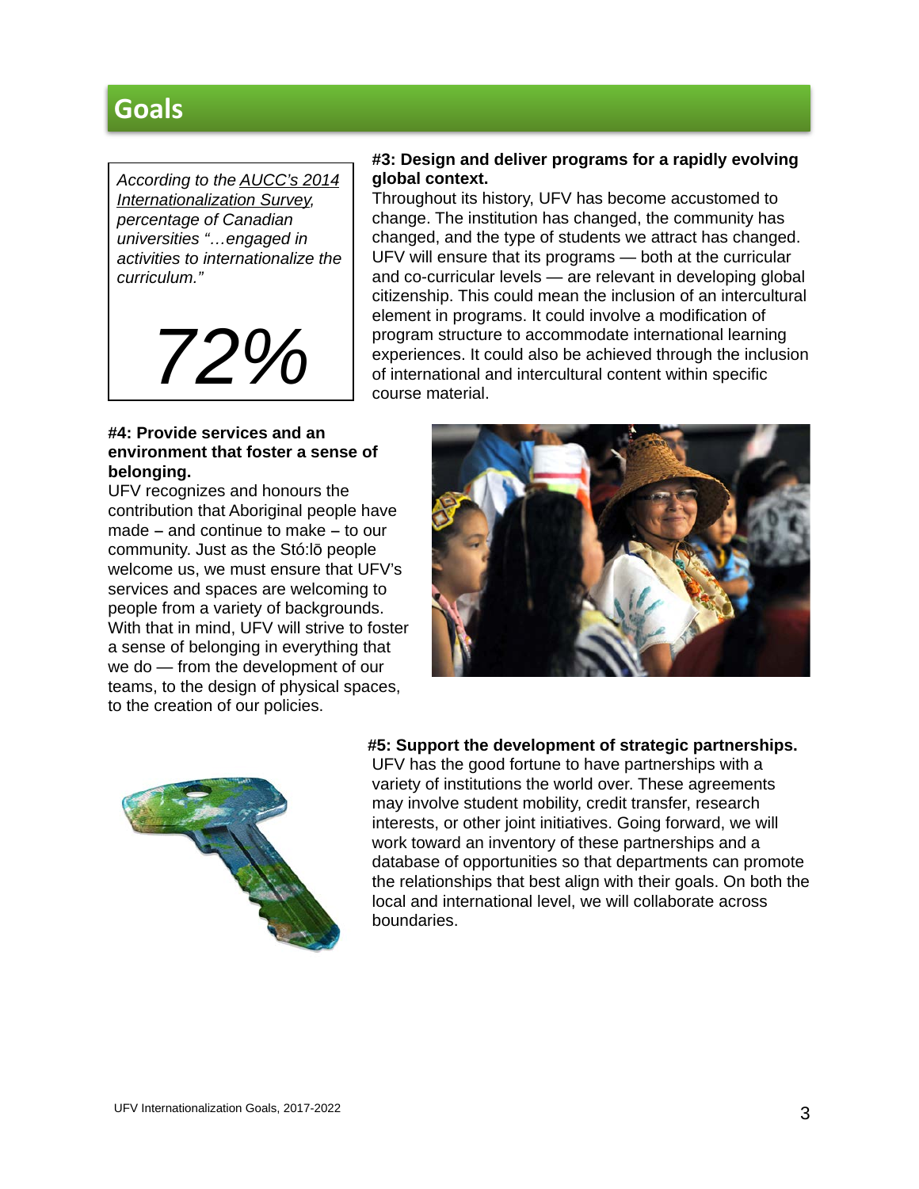## Goals

*According to the AUCC's 2014 Internationalization Survey, percentage of Canadian universities "…engaged in activities to internationalize the curriculum."*

*72%*

**#3: Design and deliver programs for a rapidly evolving global context.**
Throughout its history, UFV has become accustomed to change. The institution has changed, the community has changed, and the type of students we attract has changed. UFV will ensure that its programs — both at the curricular and co-curricular levels — are relevant in developing global citizenship. This could mean the inclusion of an intercultural element in programs. It could involve a modification of program structure to accommodate international learning experiences. It could also be achieved through the inclusion of international and intercultural content within specific course material.

**#4: Provide services and an environment that foster a sense of belonging.**
UFV recognizes and honours the contribution that Aboriginal people have made – and continue to make – to our community. Just as the Stó:lō people welcome us, we must ensure that UFV's services and spaces are welcoming to people from a variety of backgrounds. With that in mind, UFV will strive to foster a sense of belonging in everything that we do — from the development of our teams, to the design of physical spaces, to the creation of our policies.

**#5: Support the development of strategic partnerships.**
UFV has the good fortune to have partnerships with a variety of institutions the world over. These agreements may involve student mobility, credit transfer, research interests, or other joint initiatives. Going forward, we will work toward an inventory of these partnerships and a database of opportunities so that departments can promote the relationships that best align with their goals. On both the local and international level, we will collaborate across boundaries.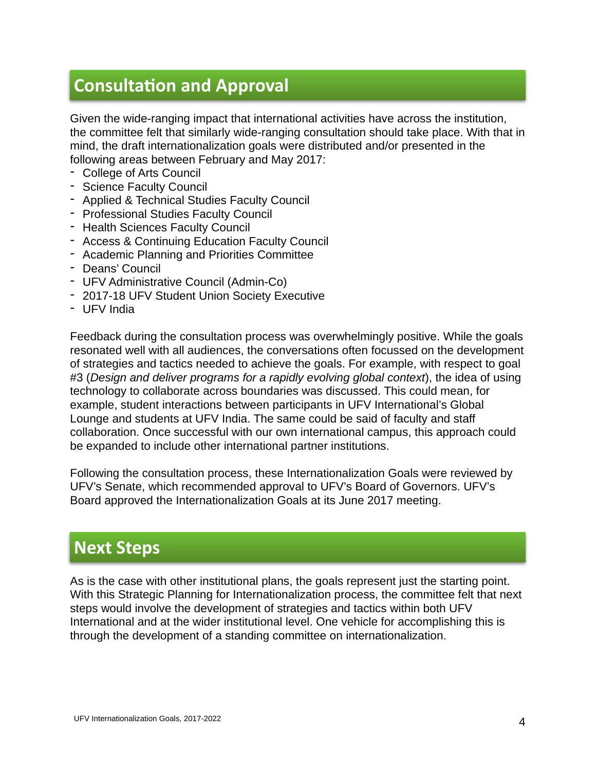## Consultation and Approval

Given the wide-ranging impact that international activities have across the institution, the committee felt that similarly wide-ranging consultation should take place. With that in mind, the draft internationalization goals were distributed and/or presented in the following areas between February and May 2017:

- College of Arts Council
- Science Faculty Council
- Applied & Technical Studies Faculty Council
- Professional Studies Faculty Council
- Health Sciences Faculty Council
- Access & Continuing Education Faculty Council
- Academic Planning and Priorities Committee
- Deans' Council
- UFV Administrative Council (Admin-Co)
- 2017-18 UFV Student Union Society Executive
- UFV India

Feedback during the consultation process was overwhelmingly positive. While the goals resonated well with all audiences, the conversations often focussed on the development of strategies and tactics needed to achieve the goals. For example, with respect to goal #3 (*Design and deliver programs for a rapidly evolving global context*), the idea of using technology to collaborate across boundaries was discussed. This could mean, for example, student interactions between participants in UFV International's Global Lounge and students at UFV India. The same could be said of faculty and staff collaboration. Once successful with our own international campus, this approach could be expanded to include other international partner institutions.

Following the consultation process, these Internationalization Goals were reviewed by UFV's Senate, which recommended approval to UFV's Board of Governors. UFV's Board approved the Internationalization Goals at its June 2017 meeting.

## Next Steps

As is the case with other institutional plans, the goals represent just the starting point. With this Strategic Planning for Internationalization process, the committee felt that next steps would involve the development of strategies and tactics within both UFV International and at the wider institutional level. One vehicle for accomplishing this is through the development of a standing committee on internationalization.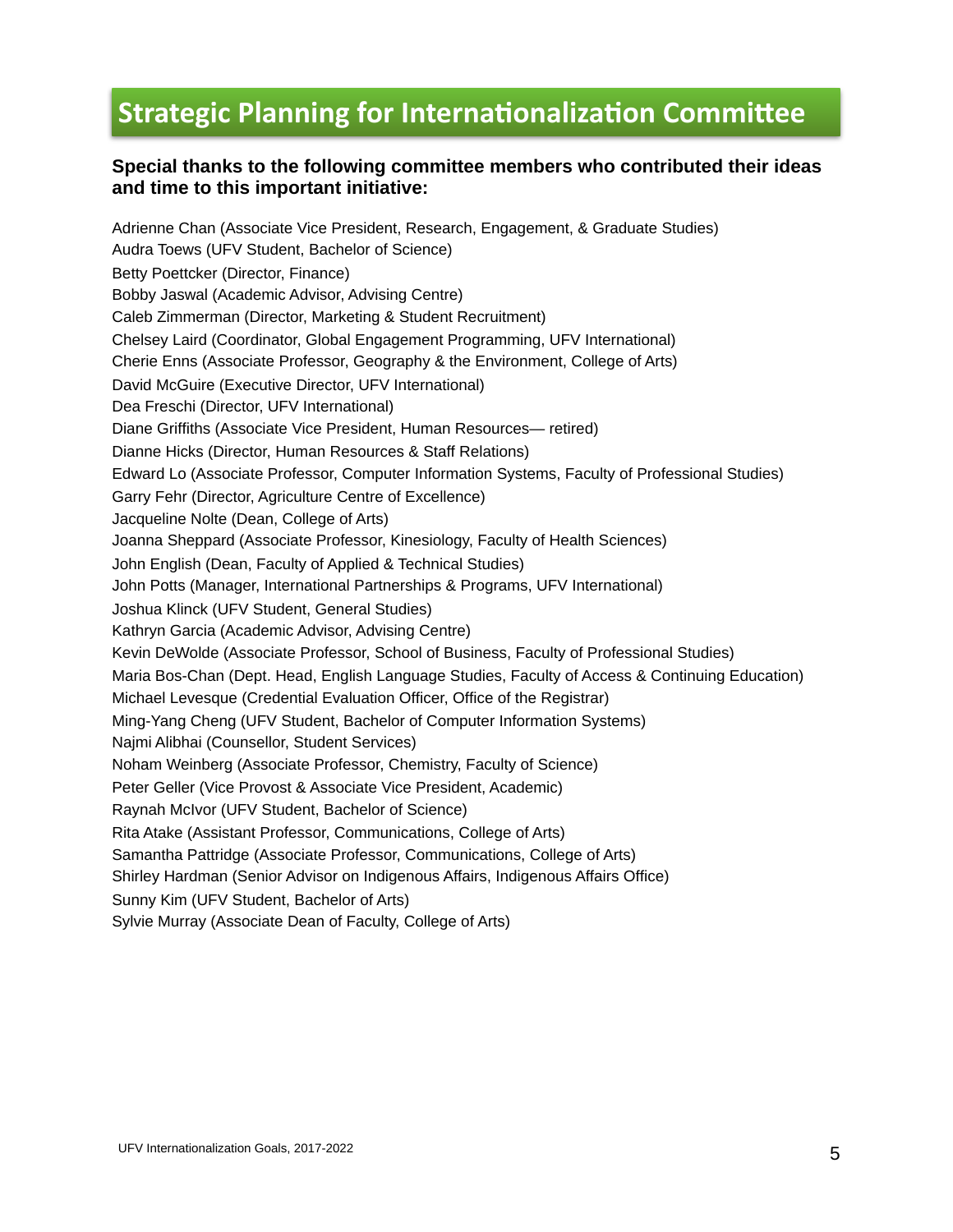# Strategic Planning for Internationalization Committee

**Special thanks to the following committee members who contributed their ideas and time to this important initiative:**

Adrienne Chan (Associate Vice President, Research, Engagement, & Graduate Studies)
Audra Toews (UFV Student, Bachelor of Science)
Betty Poettcker (Director, Finance)
Bobby Jaswal (Academic Advisor, Advising Centre)
Caleb Zimmerman (Director, Marketing & Student Recruitment)
Chelsey Laird (Coordinator, Global Engagement Programming, UFV International)
Cherie Enns (Associate Professor, Geography & the Environment, College of Arts)
David McGuire (Executive Director, UFV International)
Dea Freschi (Director, UFV International)
Diane Griffiths (Associate Vice President, Human Resources— retired)
Dianne Hicks (Director, Human Resources & Staff Relations)
Edward Lo (Associate Professor, Computer Information Systems, Faculty of Professional Studies)
Garry Fehr (Director, Agriculture Centre of Excellence)
Jacqueline Nolte (Dean, College of Arts)
Joanna Sheppard (Associate Professor, Kinesiology, Faculty of Health Sciences)
John English (Dean, Faculty of Applied & Technical Studies)
John Potts (Manager, International Partnerships & Programs, UFV International)
Joshua Klinck (UFV Student, General Studies)
Kathryn Garcia (Academic Advisor, Advising Centre)
Kevin DeWolde (Associate Professor, School of Business, Faculty of Professional Studies)
Maria Bos-Chan (Dept. Head, English Language Studies, Faculty of Access & Continuing Education)
Michael Levesque (Credential Evaluation Officer, Office of the Registrar)
Ming-Yang Cheng (UFV Student, Bachelor of Computer Information Systems)
Najmi Alibhai (Counsellor, Student Services)
Noham Weinberg (Associate Professor, Chemistry, Faculty of Science)
Peter Geller (Vice Provost & Associate Vice President, Academic)
Raynah McIvor (UFV Student, Bachelor of Science)
Rita Atake (Assistant Professor, Communications, College of Arts)
Samantha Pattridge (Associate Professor, Communications, College of Arts)
Shirley Hardman (Senior Advisor on Indigenous Affairs, Indigenous Affairs Office)
Sunny Kim (UFV Student, Bachelor of Arts)
Sylvie Murray (Associate Dean of Faculty, College of Arts)